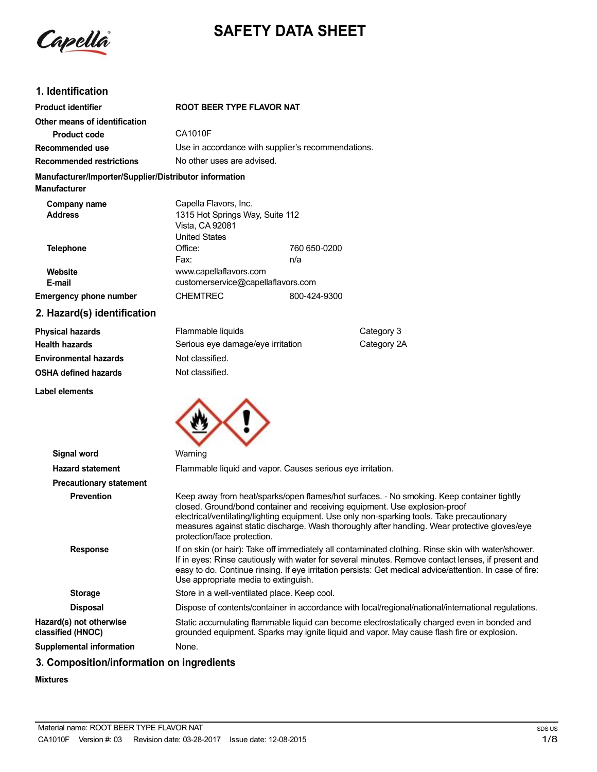# SAFETY DATA SHEET

## 1. Identification

| | |
|---|---|
| **Product identifier** | **ROOT BEER TYPE FLAVOR NAT** |
| **Other means of identification** | |
| **Product code** | CA1010F |
| **Recommended use** | Use in accordance with supplier's recommendations. |
| **Recommended restrictions** | No other uses are advised. |

**Manufacturer/Importer/Supplier/Distributor information**

**Manufacturer**

| | | |
|---|---|---|
| **Company name** | Capella Flavors, Inc. | |
| **Address** | 1315 Hot Springs Way, Suite 112<br>Vista, CA 92081<br>United States | |
| **Telephone** | Office: | 760 650-0200 |
| | Fax: | n/a |
| **Website** | www.capellaflavors.com | |
| **E-mail** | customerservice@capellaflavors.com | |
| **Emergency phone number** | CHEMTREC | 800-424-9300 |

## 2. Hazard(s) identification

| | | |
|---|---|---|
| **Physical hazards** | Flammable liquids | Category 3 |
| **Health hazards** | Serious eye damage/eye irritation | Category 2A |
| **Environmental hazards** | Not classified. | |
| **OSHA defined hazards** | Not classified. | |

**Label elements**

| | |
|---|---|
| **Signal word** | Warning |
| **Hazard statement** | Flammable liquid and vapor. Causes serious eye irritation. |
| **Precautionary statement** | |
| **Prevention** | Keep away from heat/sparks/open flames/hot surfaces. - No smoking. Keep container tightly closed. Ground/bond container and receiving equipment. Use explosion-proof electrical/ventilating/lighting equipment. Use only non-sparking tools. Take precautionary measures against static discharge. Wash thoroughly after handling. Wear protective gloves/eye protection/face protection. |
| **Response** | If on skin (or hair): Take off immediately all contaminated clothing. Rinse skin with water/shower. If in eyes: Rinse cautiously with water for several minutes. Remove contact lenses, if present and easy to do. Continue rinsing. If eye irritation persists: Get medical advice/attention. In case of fire: Use appropriate media to extinguish. |
| **Storage** | Store in a well-ventilated place. Keep cool. |
| **Disposal** | Dispose of contents/container in accordance with local/regional/national/international regulations. |
| **Hazard(s) not otherwise classified (HNOC)** | Static accumulating flammable liquid can become electrostatically charged even in bonded and grounded equipment. Sparks may ignite liquid and vapor. May cause flash fire or explosion. |
| **Supplemental information** | None. |

## 3. Composition/information on ingredients

**Mixtures**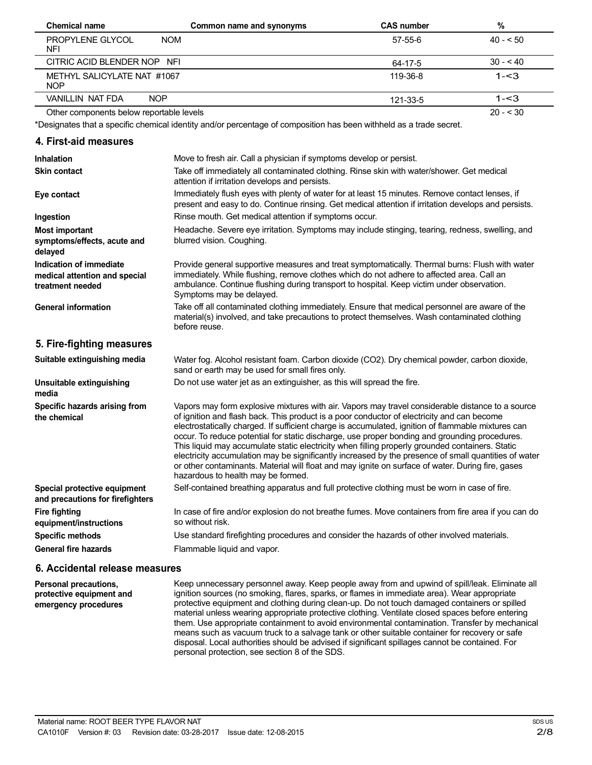| Chemical name | Common name and synonyms | CAS number | % |
|---|---|---|---|
| PROPYLENE GLYCOL NOM NFI | | 57-55-6 | 40 - < 50 |
| CITRIC ACID BLENDER NOP NFI | | 64-17-5 | 30 - < 40 |
| METHYL SALICYLATE NAT #1067 NOP | | 119-36-8 | 1-<3 |
| VANILLIN NAT FDA NOP | | 121-33-5 | 1-<3 |
| Other components below reportable levels | | | 20 - < 30 |

*Designates that a specific chemical identity and/or percentage of composition has been withheld as a trade secret.

## 4. First-aid measures

| | |
|---|---|
| **Inhalation** | Move to fresh air. Call a physician if symptoms develop or persist. |
| **Skin contact** | Take off immediately all contaminated clothing. Rinse skin with water/shower. Get medical attention if irritation develops and persists. |
| **Eye contact** | Immediately flush eyes with plenty of water for at least 15 minutes. Remove contact lenses, if present and easy to do. Continue rinsing. Get medical attention if irritation develops and persists. |
| **Ingestion** | Rinse mouth. Get medical attention if symptoms occur. |
| **Most important symptoms/effects, acute and delayed** | Headache. Severe eye irritation. Symptoms may include stinging, tearing, redness, swelling, and blurred vision. Coughing. |
| **Indication of immediate medical attention and special treatment needed** | Provide general supportive measures and treat symptomatically. Thermal burns: Flush with water immediately. While flushing, remove clothes which do not adhere to affected area. Call an ambulance. Continue flushing during transport to hospital. Keep victim under observation. Symptoms may be delayed. |
| **General information** | Take off all contaminated clothing immediately. Ensure that medical personnel are aware of the material(s) involved, and take precautions to protect themselves. Wash contaminated clothing before reuse. |

## 5. Fire-fighting measures

| | |
|---|---|
| **Suitable extinguishing media** | Water fog. Alcohol resistant foam. Carbon dioxide ($CO_2$). Dry chemical powder, carbon dioxide, sand or earth may be used for small fires only. |
| **Unsuitable extinguishing media** | Do not use water jet as an extinguisher, as this will spread the fire. |
| **Specific hazards arising from the chemical** | Vapors may form explosive mixtures with air. Vapors may travel considerable distance to a source of ignition and flash back. This product is a poor conductor of electricity and can become electrostatically charged. If sufficient charge is accumulated, ignition of flammable mixtures can occur. To reduce potential for static discharge, use proper bonding and grounding procedures. This liquid may accumulate static electricity when filling properly grounded containers. Static electricity accumulation may be significantly increased by the presence of small quantities of water or other contaminants. Material will float and may ignite on surface of water. During fire, gases hazardous to health may be formed. |
| **Special protective equipment and precautions for firefighters** | Self-contained breathing apparatus and full protective clothing must be worn in case of fire. |
| **Fire fighting equipment/instructions** | In case of fire and/or explosion do not breathe fumes. Move containers from fire area if you can do so without risk. |
| **Specific methods** | Use standard firefighting procedures and consider the hazards of other involved materials. |
| **General fire hazards** | Flammable liquid and vapor. |

## 6. Accidental release measures

| | |
|---|---|
| **Personal precautions, protective equipment and emergency procedures** | Keep unnecessary personnel away. Keep people away from and upwind of spill/leak. Eliminate all ignition sources (no smoking, flares, sparks, or flames in immediate area). Wear appropriate protective equipment and clothing during clean-up. Do not touch damaged containers or spilled material unless wearing appropriate protective clothing. Ventilate closed spaces before entering them. Use appropriate containment to avoid environmental contamination. Transfer by mechanical means such as vacuum truck to a salvage tank or other suitable container for recovery or safe disposal. Local authorities should be advised if significant spillages cannot be contained. For personal protection, see section 8 of the SDS. |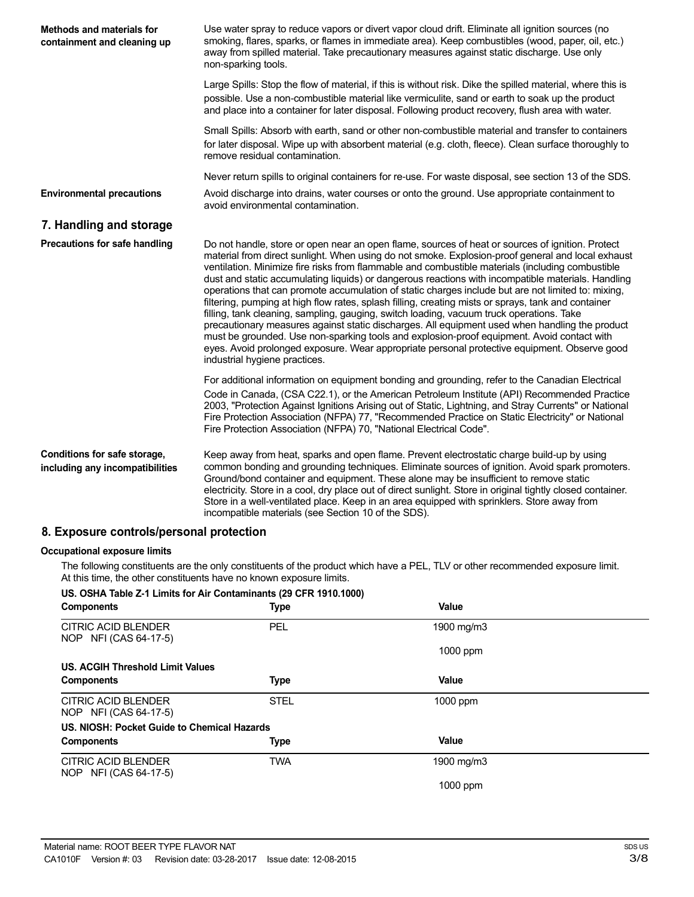**Methods and materials for containment and cleaning up**

Use water spray to reduce vapors or divert vapor cloud drift. Eliminate all ignition sources (no smoking, flares, sparks, or flames in immediate area). Keep combustibles (wood, paper, oil, etc.) away from spilled material. Take precautionary measures against static discharge. Use only non-sparking tools.

Large Spills: Stop the flow of material, if this is without risk. Dike the spilled material, where this is possible. Use a non-combustible material like vermiculite, sand or earth to soak up the product and place into a container for later disposal. Following product recovery, flush area with water.

Small Spills: Absorb with earth, sand or other non-combustible material and transfer to containers for later disposal. Wipe up with absorbent material (e.g. cloth, fleece). Clean surface thoroughly to remove residual contamination.

Never return spills to original containers for re-use. For waste disposal, see section 13 of the SDS.

**Environmental precautions**

Avoid discharge into drains, water courses or onto the ground. Use appropriate containment to avoid environmental contamination.

## 7. Handling and storage

**Precautions for safe handling**

Do not handle, store or open near an open flame, sources of heat or sources of ignition. Protect material from direct sunlight. When using do not smoke. Explosion-proof general and local exhaust ventilation. Minimize fire risks from flammable and combustible materials (including combustible dust and static accumulating liquids) or dangerous reactions with incompatible materials. Handling operations that can promote accumulation of static charges include but are not limited to: mixing, filtering, pumping at high flow rates, splash filling, creating mists or sprays, tank and container filling, tank cleaning, sampling, gauging, switch loading, vacuum truck operations. Take precautionary measures against static discharges. All equipment used when handling the product must be grounded. Use non-sparking tools and explosion-proof equipment. Avoid contact with eyes. Avoid prolonged exposure. Wear appropriate personal protective equipment. Observe good industrial hygiene practices.

For additional information on equipment bonding and grounding, refer to the Canadian Electrical Code in Canada, (CSA C22.1), or the American Petroleum Institute (API) Recommended Practice 2003, "Protection Against Ignitions Arising out of Static, Lightning, and Stray Currents" or National Fire Protection Association (NFPA) 77, "Recommended Practice on Static Electricity" or National Fire Protection Association (NFPA) 70, "National Electrical Code".

**Conditions for safe storage, including any incompatibilities**

Keep away from heat, sparks and open flame. Prevent electrostatic charge build-up by using common bonding and grounding techniques. Eliminate sources of ignition. Avoid spark promoters. Ground/bond container and equipment. These alone may be insufficient to remove static electricity. Store in a cool, dry place out of direct sunlight. Store in original tightly closed container. Store in a well-ventilated place. Keep in an area equipped with sprinklers. Store away from incompatible materials (see Section 10 of the SDS).

## 8. Exposure controls/personal protection

**Occupational exposure limits**

The following constituents are the only constituents of the product which have a PEL, TLV or other recommended exposure limit. At this time, the other constituents have no known exposure limits.

**US. OSHA Table Z-1 Limits for Air Contaminants (29 CFR 1910.1000)**

| Components | Type | Value |
| --- | --- | --- |
| CITRIC ACID BLENDER NOP NFI (CAS 64-17-5) | PEL | 1900 mg/m3 |
| | | 1000 ppm |

**US. ACGIH Threshold Limit Values**

| Components | Type | Value |
| --- | --- | --- |
| CITRIC ACID BLENDER NOP NFI (CAS 64-17-5) | STEL | 1000 ppm |

**US. NIOSH: Pocket Guide to Chemical Hazards**

| Components | Type | Value |
| --- | --- | --- |
| CITRIC ACID BLENDER NOP NFI (CAS 64-17-5) | TWA | 1900 mg/m3 |
| | | 1000 ppm |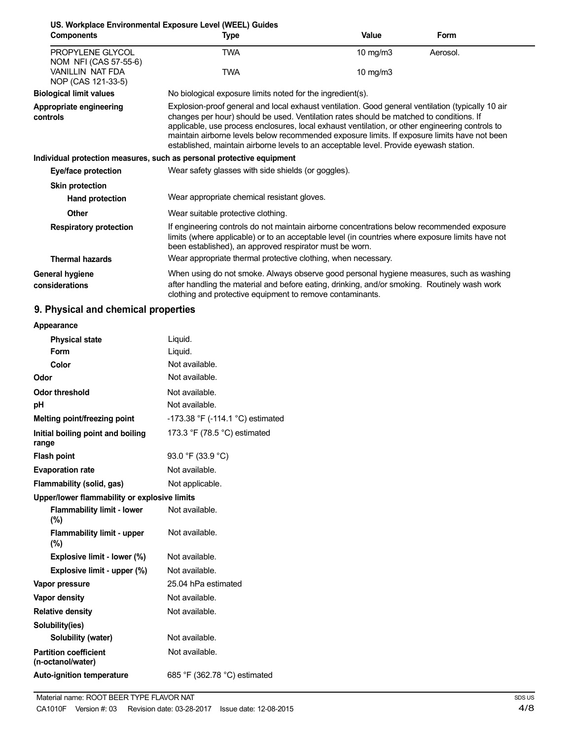**US. Workplace Environmental Exposure Level (WEEL) Guides**

| Components | Type | Value | Form |
|---|---|---|---|
| PROPYLENE GLYCOL NOM NFI (CAS 57-55-6) | TWA | 10 mg/m3 | Aerosol. |
| VANILLIN NAT FDA NOP (CAS 121-33-5) | TWA | 10 mg/m3 | |

**Biological limit values** No biological exposure limits noted for the ingredient(s).

**Appropriate engineering controls** Explosion-proof general and local exhaust ventilation. Good general ventilation (typically 10 air changes per hour) should be used. Ventilation rates should be matched to conditions. If applicable, use process enclosures, local exhaust ventilation, or other engineering controls to maintain airborne levels below recommended exposure limits. If exposure limits have not been established, maintain airborne levels to an acceptable level. Provide eyewash station.

**Individual protection measures, such as personal protective equipment**

**Eye/face protection** Wear safety glasses with side shields (or goggles).

**Skin protection**

**Hand protection** Wear appropriate chemical resistant gloves.

**Other** Wear suitable protective clothing.

**Respiratory protection** If engineering controls do not maintain airborne concentrations below recommended exposure limits (where applicable) or to an acceptable level (in countries where exposure limits have not been established), an approved respirator must be worn.

**Thermal hazards** Wear appropriate thermal protective clothing, when necessary.

**General hygiene considerations** When using do not smoke. Always observe good personal hygiene measures, such as washing after handling the material and before eating, drinking, and/or smoking. Routinely wash work clothing and protective equipment to remove contaminants.

## 9. Physical and chemical properties

**Appearance**

| | |
|---|---|
| **Physical state** | Liquid. |
| **Form** | Liquid. |
| **Color** | Not available. |
| **Odor** | Not available. |
| **Odor threshold** | Not available. |
| **pH** | Not available. |
| **Melting point/freezing point** | -173.38 °F (-114.1 °C) estimated |
| **Initial boiling point and boiling range** | 173.3 °F (78.5 °C) estimated |
| **Flash point** | 93.0 °F (33.9 °C) |
| **Evaporation rate** | Not available. |
| **Flammability (solid, gas)** | Not applicable. |
| **Upper/lower flammability or explosive limits** | |
| **Flammability limit - lower (%)** | Not available. |
| **Flammability limit - upper (%)** | Not available. |
| **Explosive limit - lower (%)** | Not available. |
| **Explosive limit - upper (%)** | Not available. |
| **Vapor pressure** | 25.04 hPa estimated |
| **Vapor density** | Not available. |
| **Relative density** | Not available. |
| **Solubility(ies)** | |
| **Solubility (water)** | Not available. |
| **Partition coefficient (n-octanol/water)** | Not available. |
| **Auto-ignition temperature** | 685 °F (362.78 °C) estimated |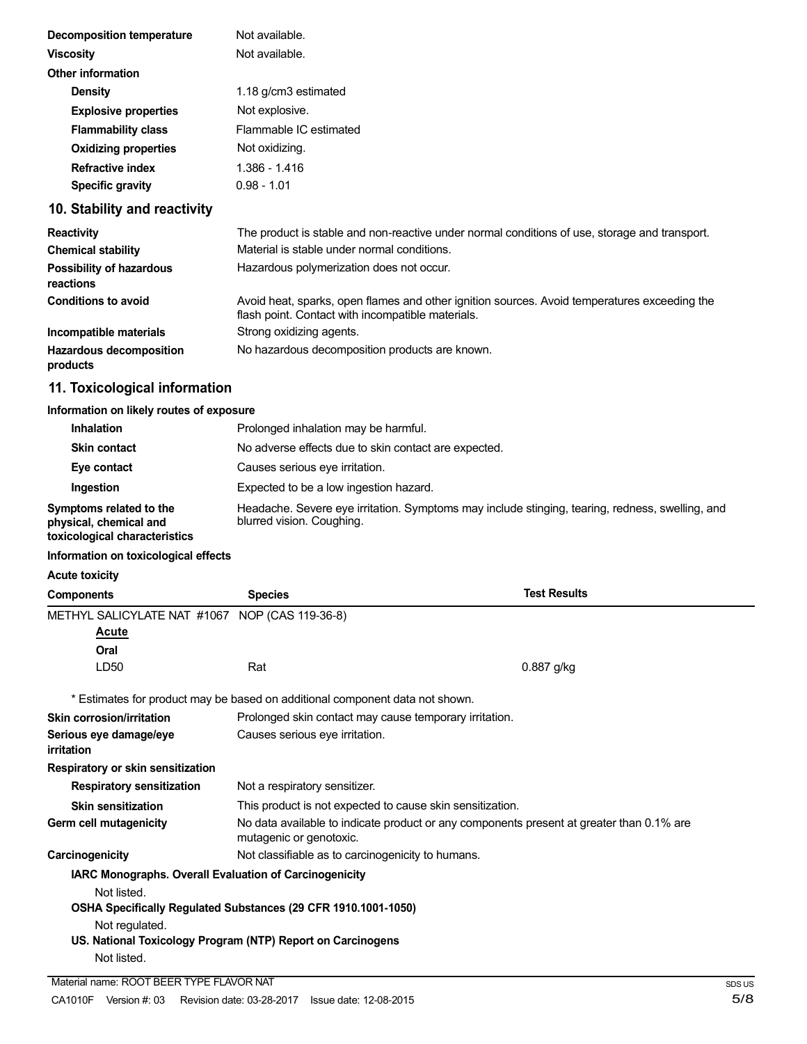| | |
|---|---|
| **Decomposition temperature** | Not available. |
| **Viscosity** | Not available. |
| **Other information** | |
| **Density** | 1.18 g/cm3 estimated |
| **Explosive properties** | Not explosive. |
| **Flammability class** | Flammable IC estimated |
| **Oxidizing properties** | Not oxidizing. |
| **Refractive index** | 1.386 - 1.416 |
| **Specific gravity** | 0.98 - 1.01 |

## 10. Stability and reactivity

| | |
|---|---|
| **Reactivity** | The product is stable and non-reactive under normal conditions of use, storage and transport. |
| **Chemical stability** | Material is stable under normal conditions. |
| **Possibility of hazardous reactions** | Hazardous polymerization does not occur. |
| **Conditions to avoid** | Avoid heat, sparks, open flames and other ignition sources. Avoid temperatures exceeding the flash point. Contact with incompatible materials. |
| **Incompatible materials** | Strong oxidizing agents. |
| **Hazardous decomposition products** | No hazardous decomposition products are known. |

## 11. Toxicological information

**Information on likely routes of exposure**

| | |
|---|---|
| **Inhalation** | Prolonged inhalation may be harmful. |
| **Skin contact** | No adverse effects due to skin contact are expected. |
| **Eye contact** | Causes serious eye irritation. |
| **Ingestion** | Expected to be a low ingestion hazard. |
| **Symptoms related to the physical, chemical and toxicological characteristics** | Headache. Severe eye irritation. Symptoms may include stinging, tearing, redness, swelling, and blurred vision. Coughing. |

**Information on toxicological effects**

**Acute toxicity**

| Components | Species | Test Results |
|---|---|---|
| METHYL SALICYLATE NAT #1067 NOP (CAS 119-36-8) | | |
| **Acute** | | |
| **Oral** | | |
| LD50 | Rat | 0.887 g/kg |

\* Estimates for product may be based on additional component data not shown.

| | |
|---|---|
| **Skin corrosion/irritation** | Prolonged skin contact may cause temporary irritation. |
| **Serious eye damage/eye irritation** | Causes serious eye irritation. |
| **Respiratory or skin sensitization** | |
| **Respiratory sensitization** | Not a respiratory sensitizer. |
| **Skin sensitization** | This product is not expected to cause skin sensitization. |
| **Germ cell mutagenicity** | No data available to indicate product or any components present at greater than 0.1% are mutagenic or genotoxic. |
| **Carcinogenicity** | Not classifiable as to carcinogenicity to humans. |

**IARC Monographs. Overall Evaluation of Carcinogenicity**

Not listed.

**OSHA Specifically Regulated Substances (29 CFR 1910.1001-1050)**

Not regulated.

**US. National Toxicology Program (NTP) Report on Carcinogens**

Not listed.

Material name: ROOT BEER TYPE FLAVOR NAT

CA1010F Version #: 03 Revision date: 03-28-2017 Issue date: 12-08-2015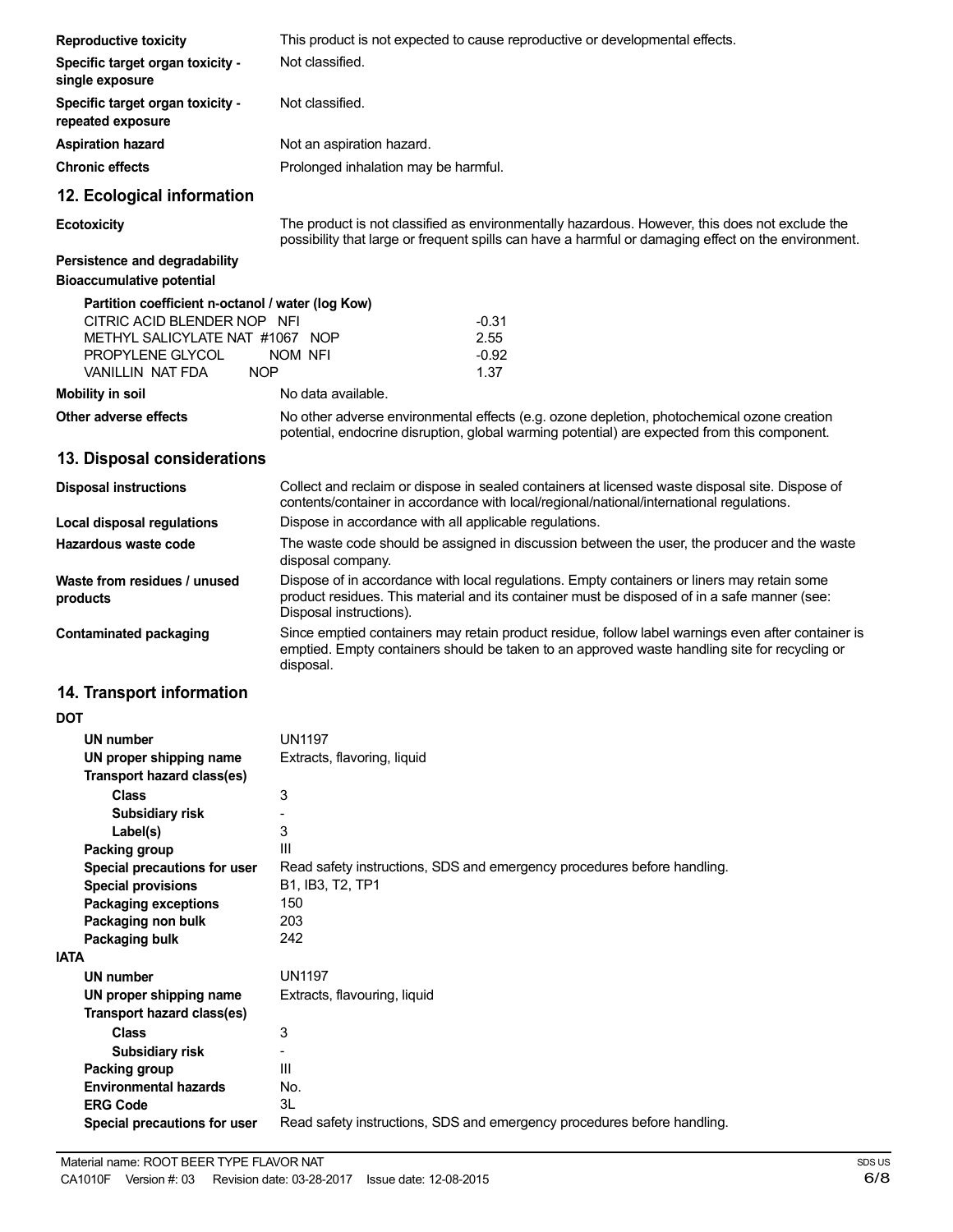| | |
|---|---|
| **Reproductive toxicity** | This product is not expected to cause reproductive or developmental effects. |
| **Specific target organ toxicity - single exposure** | Not classified. |
| **Specific target organ toxicity - repeated exposure** | Not classified. |
| **Aspiration hazard** | Not an aspiration hazard. |
| **Chronic effects** | Prolonged inhalation may be harmful. |

## 12. Ecological information

| | |
|---|---|
| **Ecotoxicity** | The product is not classified as environmentally hazardous. However, this does not exclude the possibility that large or frequent spills can have a harmful or damaging effect on the environment. |
| **Persistence and degradability** | |
| **Bioaccumulative potential** | |

**Partition coefficient n-octanol / water (log Kow)**

| | |
|---|---|
| CITRIC ACID BLENDER NOP NFI | -0.31 |
| METHYL SALICYLATE NAT #1067 NOP | 2.55 |
| PROPYLENE GLYCOL NOM NFI | -0.92 |
| VANILLIN NAT FDA NOP | 1.37 |

| | |
|---|---|
| **Mobility in soil** | No data available. |
| **Other adverse effects** | No other adverse environmental effects (e.g. ozone depletion, photochemical ozone creation potential, endocrine disruption, global warming potential) are expected from this component. |

## 13. Disposal considerations

| | |
|---|---|
| **Disposal instructions** | Collect and reclaim or dispose in sealed containers at licensed waste disposal site. Dispose of contents/container in accordance with local/regional/national/international regulations. |
| **Local disposal regulations** | Dispose in accordance with all applicable regulations. |
| **Hazardous waste code** | The waste code should be assigned in discussion between the user, the producer and the waste disposal company. |
| **Waste from residues / unused products** | Dispose of in accordance with local regulations. Empty containers or liners may retain some product residues. This material and its container must be disposed of in a safe manner (see: Disposal instructions). |
| **Contaminated packaging** | Since emptied containers may retain product residue, follow label warnings even after container is emptied. Empty containers should be taken to an approved waste handling site for recycling or disposal. |

## 14. Transport information

**DOT**

| | |
|---|---|
| **UN number** | UN1197 |
| **UN proper shipping name** | Extracts, flavoring, liquid |
| **Transport hazard class(es)** | |
| **Class** | 3 |
| **Subsidiary risk** | - |
| **Label(s)** | 3 |
| **Packing group** | III |
| **Special precautions for user** | Read safety instructions, SDS and emergency procedures before handling. |
| **Special provisions** | B1, IB3, T2, TP1 |
| **Packaging exceptions** | 150 |
| **Packaging non bulk** | 203 |
| **Packaging bulk** | 242 |

**IATA**

| | |
|---|---|
| **UN number** | UN1197 |
| **UN proper shipping name** | Extracts, flavouring, liquid |
| **Transport hazard class(es)** | |
| **Class** | 3 |
| **Subsidiary risk** | - |
| **Packing group** | III |
| **Environmental hazards** | No. |
| **ERG Code** | 3L |
| **Special precautions for user** | Read safety instructions, SDS and emergency procedures before handling. |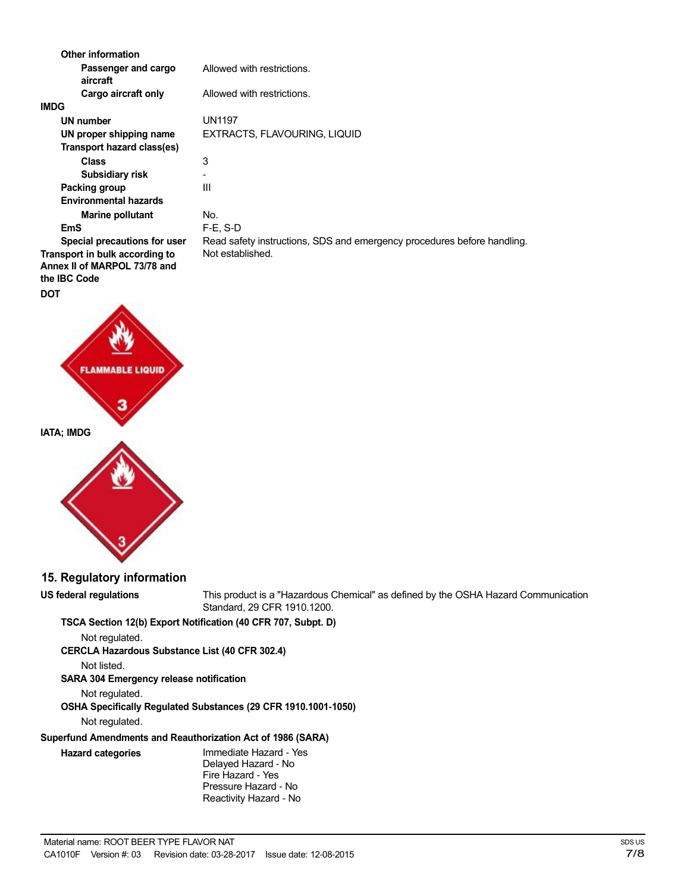**Other information**

| | |
|---|---|
| **Passenger and cargo aircraft** | Allowed with restrictions. |
| **Cargo aircraft only** | Allowed with restrictions. |

**IMDG**

| | |
|---|---|
| **UN number** | UN1197 |
| **UN proper shipping name** | EXTRACTS, FLAVOURING, LIQUID |
| **Transport hazard class(es)** | |
| **Class** | 3 |
| **Subsidiary risk** | - |
| **Packing group** | III |
| **Environmental hazards** | |
| **Marine pollutant** | No. |
| **EmS** | F-E, S-D |
| **Special precautions for user** | Read safety instructions, SDS and emergency procedures before handling. |
| **Transport in bulk according to Annex II of MARPOL 73/78 and the IBC Code** | Not established. |

**DOT**

FLAMMABLE LIQUID

3

**IATA; IMDG**

3

## 15. Regulatory information

**US federal regulations** This product is a "Hazardous Chemical" as defined by the OSHA Hazard Communication Standard, 29 CFR 1910.1200.

**TSCA Section 12(b) Export Notification (40 CFR 707, Subpt. D)**

Not regulated.

**CERCLA Hazardous Substance List (40 CFR 302.4)**

Not listed.

**SARA 304 Emergency release notification**

Not regulated.

**OSHA Specifically Regulated Substances (29 CFR 1910.1001-1050)**

Not regulated.

**Superfund Amendments and Reauthorization Act of 1986 (SARA)**

**Hazard categories**

Immediate Hazard - Yes
Delayed Hazard - No
Fire Hazard - Yes
Pressure Hazard - No
Reactivity Hazard - No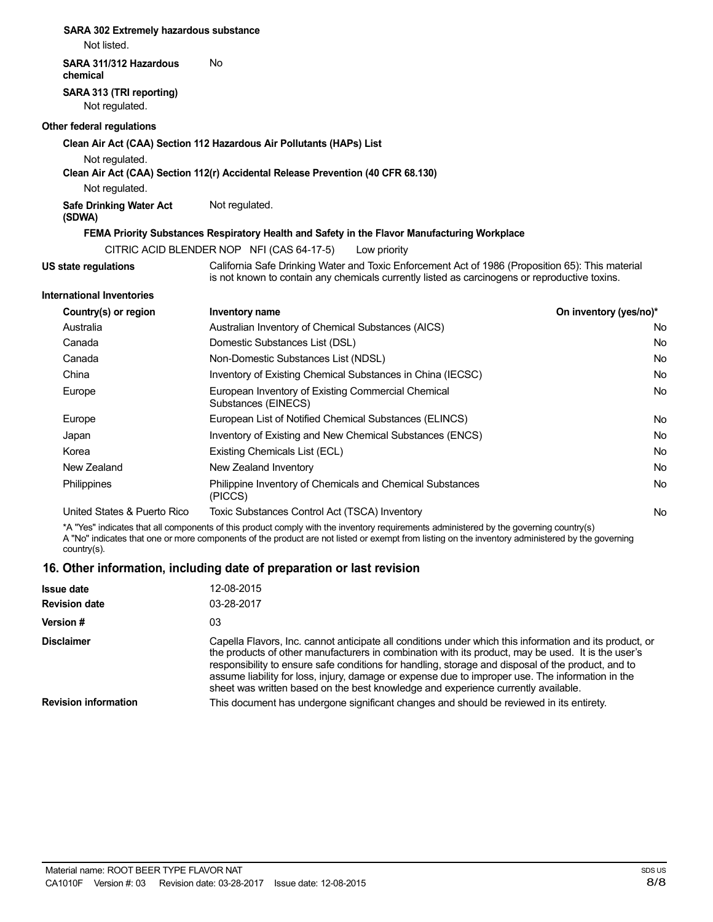**SARA 302 Extremely hazardous substance**

Not listed.

**SARA 311/312 Hazardous chemical** No

**SARA 313 (TRI reporting)**

Not regulated.

**Other federal regulations**

**Clean Air Act (CAA) Section 112 Hazardous Air Pollutants (HAPs) List**

Not regulated.

**Clean Air Act (CAA) Section 112(r) Accidental Release Prevention (40 CFR 68.130)**

Not regulated.

**Safe Drinking Water Act (SDWA)** Not regulated.

**FEMA Priority Substances Respiratory Health and Safety in the Flavor Manufacturing Workplace**

CITRIC ACID BLENDER NOP NFI (CAS 64-17-5) Low priority

**US state regulations** California Safe Drinking Water and Toxic Enforcement Act of 1986 (Proposition 65): This material is not known to contain any chemicals currently listed as carcinogens or reproductive toxins.

**International Inventories**

| Country(s) or region | Inventory name | On inventory (yes/no)* |
|---|---|---|
| Australia | Australian Inventory of Chemical Substances (AICS) | No |
| Canada | Domestic Substances List (DSL) | No |
| Canada | Non-Domestic Substances List (NDSL) | No |
| China | Inventory of Existing Chemical Substances in China (IECSC) | No |
| Europe | European Inventory of Existing Commercial Chemical Substances (EINECS) | No |
| Europe | European List of Notified Chemical Substances (ELINCS) | No |
| Japan | Inventory of Existing and New Chemical Substances (ENCS) | No |
| Korea | Existing Chemicals List (ECL) | No |
| New Zealand | New Zealand Inventory | No |
| Philippines | Philippine Inventory of Chemicals and Chemical Substances (PICCS) | No |
| United States & Puerto Rico | Toxic Substances Control Act (TSCA) Inventory | No |

*A "Yes" indicates that all components of this product comply with the inventory requirements administered by the governing country(s)
A "No" indicates that one or more components of the product are not listed or exempt from listing on the inventory administered by the governing country(s).

## 16. Other information, including date of preparation or last revision

**Issue date** 12-08-2015

**Revision date** 03-28-2017

**Version #** 03

**Disclaimer** Capella Flavors, Inc. cannot anticipate all conditions under which this information and its product, or the products of other manufacturers in combination with its product, may be used. It is the user's responsibility to ensure safe conditions for handling, storage and disposal of the product, and to assume liability for loss, injury, damage or expense due to improper use. The information in the sheet was written based on the best knowledge and experience currently available.

**Revision information** This document has undergone significant changes and should be reviewed in its entirety.